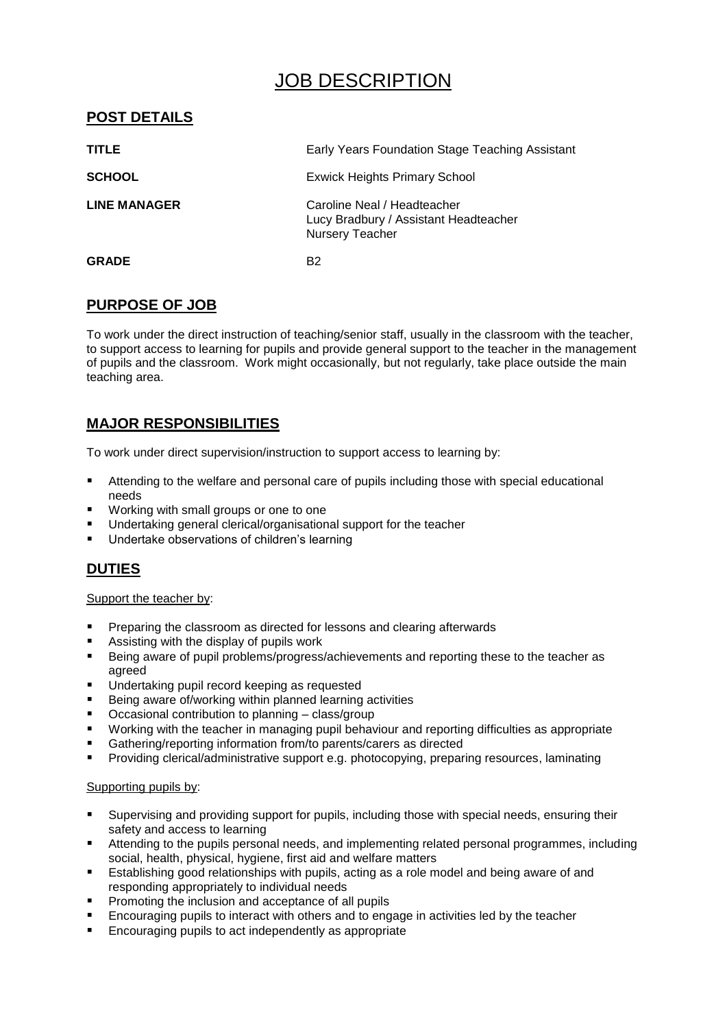# JOB DESCRIPTION

## POST DETAILS

| | |
|---|---|
| **TITLE** | Early Years Foundation Stage Teaching Assistant |
| **SCHOOL** | Exwick Heights Primary School |
| **LINE MANAGER** | Caroline Neal / Headteacher<br>Lucy Bradbury / Assistant Headteacher<br>Nursery Teacher |
| **GRADE** | B2 |

## PURPOSE OF JOB

To work under the direct instruction of teaching/senior staff, usually in the classroom with the teacher, to support access to learning for pupils and provide general support to the teacher in the management of pupils and the classroom. Work might occasionally, but not regularly, take place outside the main teaching area.

## MAJOR RESPONSIBILITIES

To work under direct supervision/instruction to support access to learning by:

- Attending to the welfare and personal care of pupils including those with special educational needs
- Working with small groups or one to one
- Undertaking general clerical/organisational support for the teacher
- Undertake observations of children's learning

## DUTIES

Support the teacher by:

- Preparing the classroom as directed for lessons and clearing afterwards
- Assisting with the display of pupils work
- Being aware of pupil problems/progress/achievements and reporting these to the teacher as agreed
- Undertaking pupil record keeping as requested
- Being aware of/working within planned learning activities
- Occasional contribution to planning – class/group
- Working with the teacher in managing pupil behaviour and reporting difficulties as appropriate
- Gathering/reporting information from/to parents/carers as directed
- Providing clerical/administrative support e.g. photocopying, preparing resources, laminating

Supporting pupils by:

- Supervising and providing support for pupils, including those with special needs, ensuring their safety and access to learning
- Attending to the pupils personal needs, and implementing related personal programmes, including social, health, physical, hygiene, first aid and welfare matters
- Establishing good relationships with pupils, acting as a role model and being aware of and responding appropriately to individual needs
- Promoting the inclusion and acceptance of all pupils
- Encouraging pupils to interact with others and to engage in activities led by the teacher
- Encouraging pupils to act independently as appropriate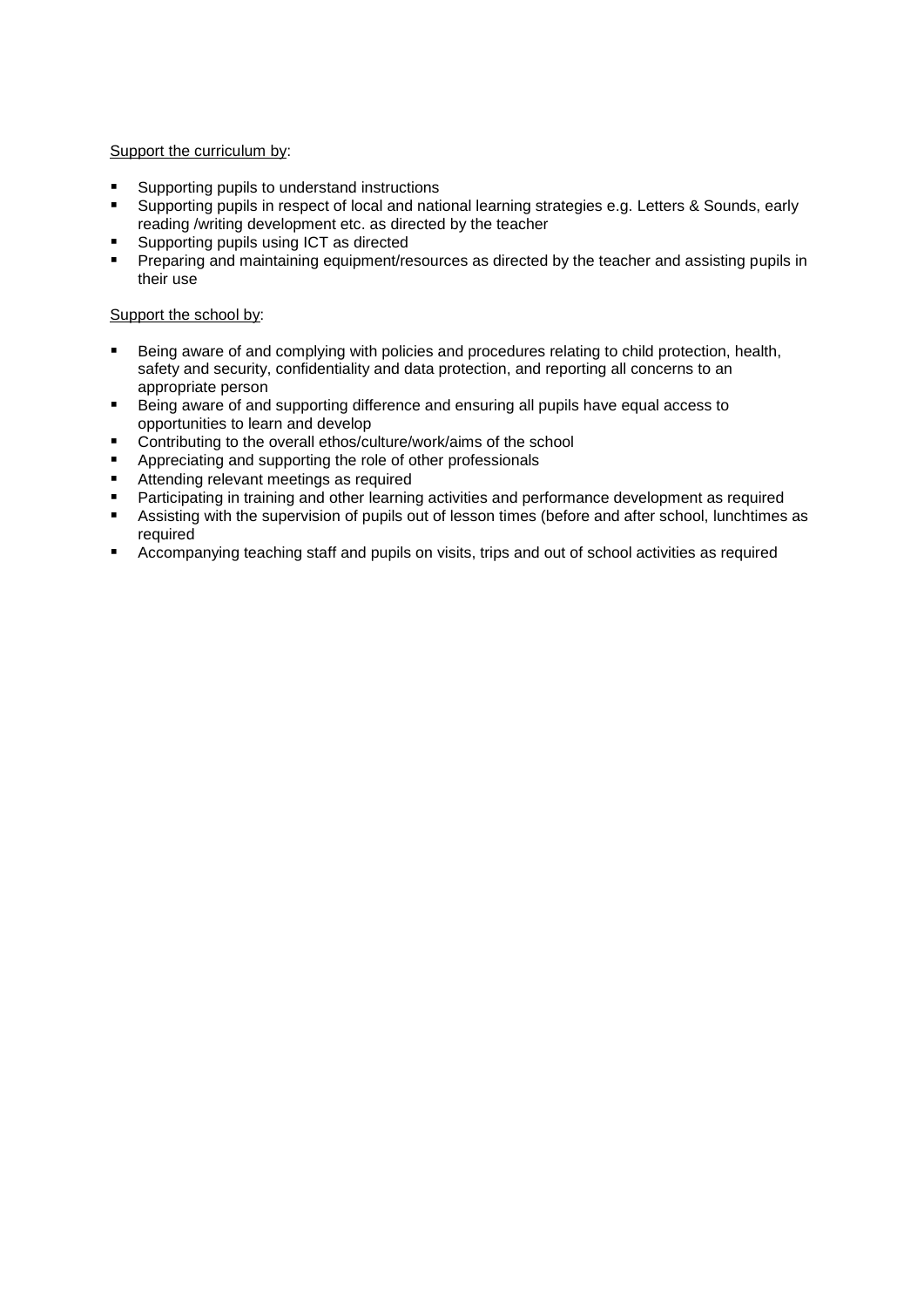<u>Support the curriculum by</u>:

- Supporting pupils to understand instructions
- Supporting pupils in respect of local and national learning strategies e.g. Letters & Sounds, early reading /writing development etc. as directed by the teacher
- Supporting pupils using ICT as directed
- Preparing and maintaining equipment/resources as directed by the teacher and assisting pupils in their use

<u>Support the school by</u>:

- Being aware of and complying with policies and procedures relating to child protection, health, safety and security, confidentiality and data protection, and reporting all concerns to an appropriate person
- Being aware of and supporting difference and ensuring all pupils have equal access to opportunities to learn and develop
- Contributing to the overall ethos/culture/work/aims of the school
- Appreciating and supporting the role of other professionals
- Attending relevant meetings as required
- Participating in training and other learning activities and performance development as required
- Assisting with the supervision of pupils out of lesson times (before and after school, lunchtimes as required
- Accompanying teaching staff and pupils on visits, trips and out of school activities as required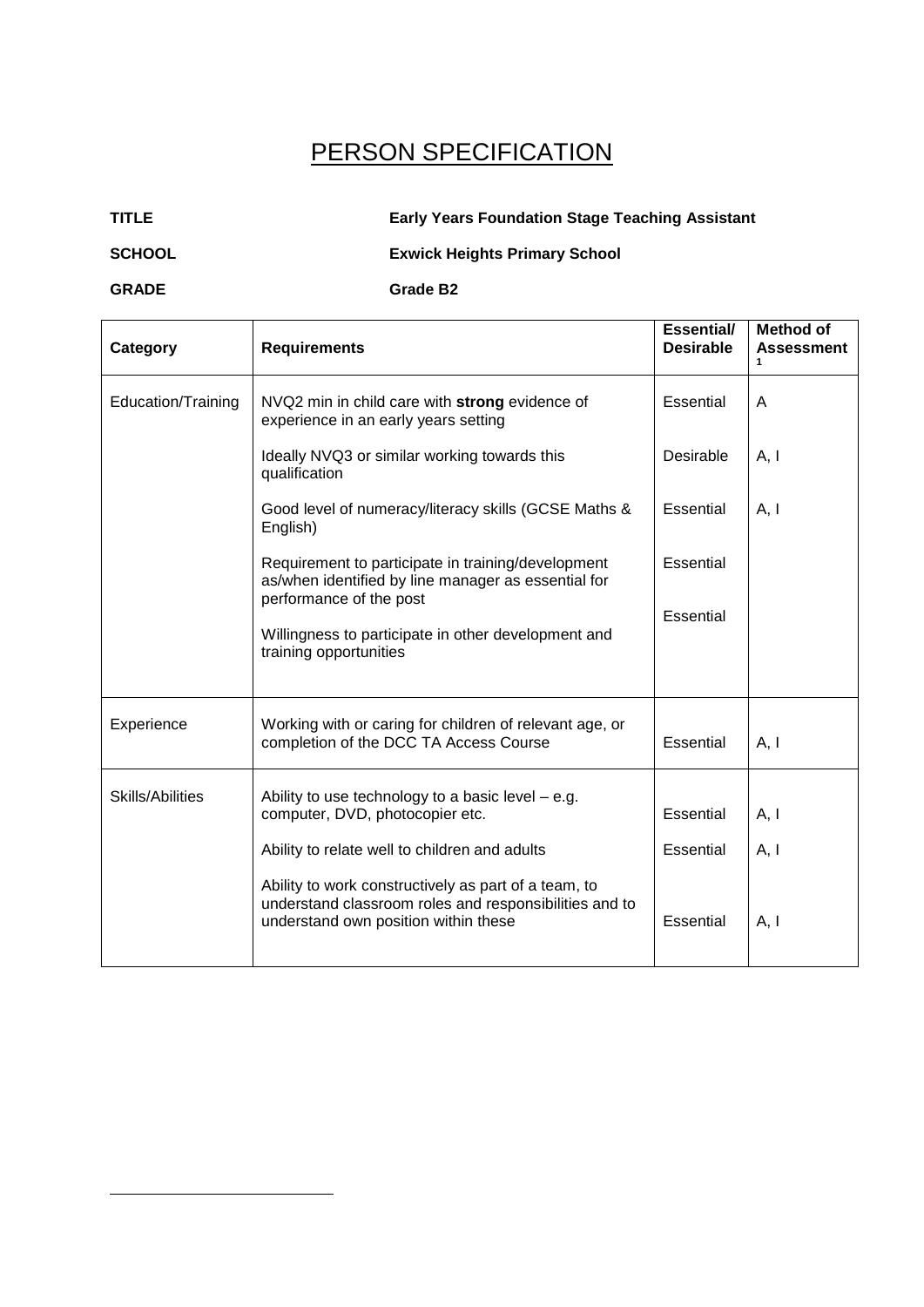# PERSON SPECIFICATION

**TITLE** **Early Years Foundation Stage Teaching Assistant**

**SCHOOL** **Exwick Heights Primary School**

**GRADE** **Grade B2**

| Category | Requirements | Essential/ Desirable | Method of Assessment [1] |
|---|---|---|---|
| Education/Training | NVQ2 min in child care with **strong** evidence of experience in an early years setting | Essential | A |
| | Ideally NVQ3 or similar working towards this qualification | Desirable | A, I |
| | Good level of numeracy/literacy skills (GCSE Maths & English) | Essential | A, I |
| | Requirement to participate in training/development as/when identified by line manager as essential for performance of the post | Essential | |
| | Willingness to participate in other development and training opportunities | Essential | |
| Experience | Working with or caring for children of relevant age, or completion of the DCC TA Access Course | Essential | A, I |
| Skills/Abilities | Ability to use technology to a basic level – e.g. computer, DVD, photocopier etc. | Essential | A, I |
| | Ability to relate well to children and adults | Essential | A, I |
| | Ability to work constructively as part of a team, to understand classroom roles and responsibilities and to understand own position within these | Essential | A, I |